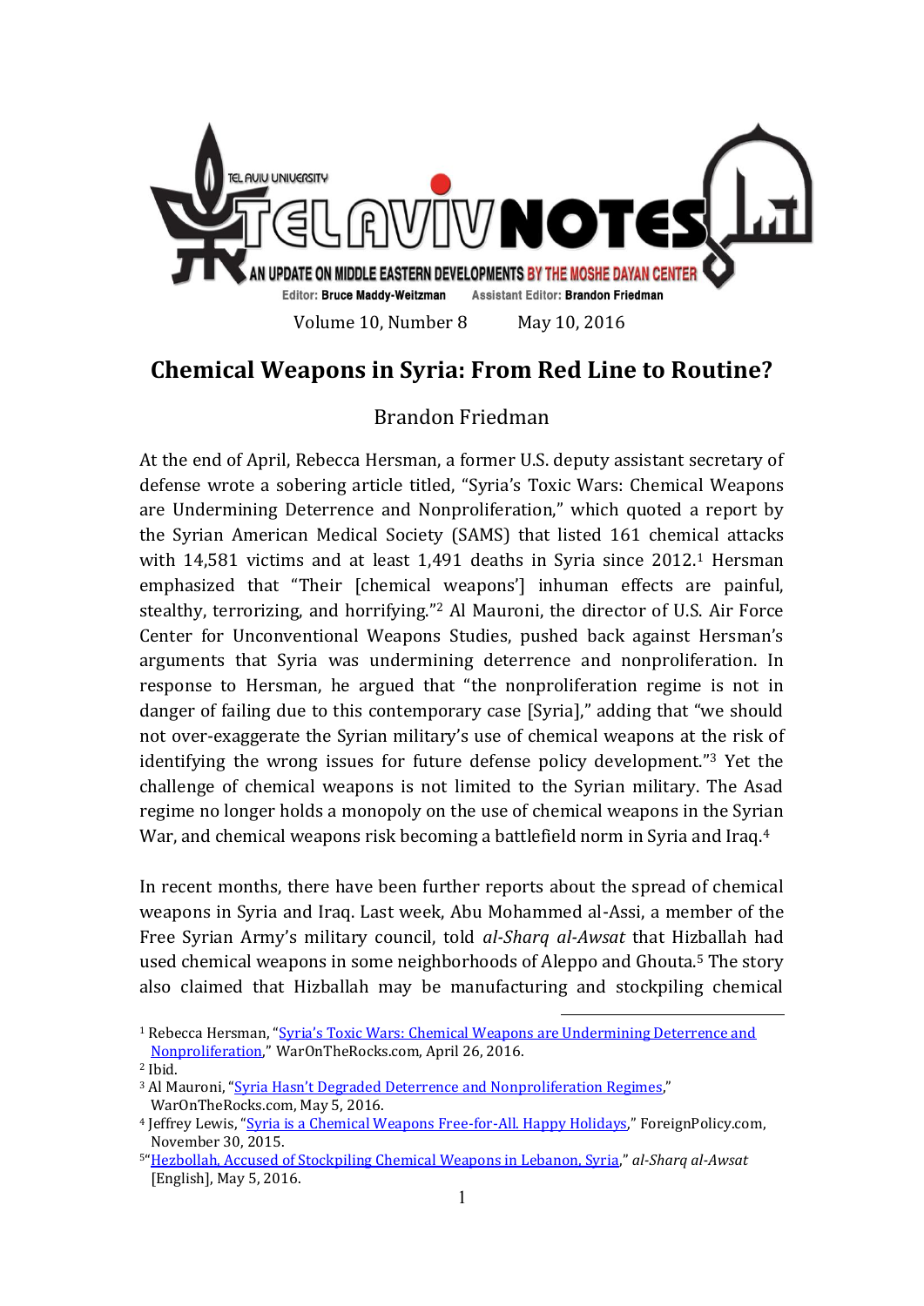TEL AVIV UNIVERSITY

# TEL AVIV NOTES

AN UPDATE ON MIDDLE EASTERN DEVELOPMENTS BY THE MOSHE DAYAN CENTER

Editor: **Bruce Maddy-Weitzman** Assistant Editor: **Brandon Friedman**

Volume 10, Number 8 May 10, 2016

## Chemical Weapons in Syria: From Red Line to Routine?

Brandon Friedman

At the end of April, Rebecca Hersman, a former U.S. deputy assistant secretary of defense wrote a sobering article titled, "Syria's Toxic Wars: Chemical Weapons are Undermining Deterrence and Nonproliferation," which quoted a report by the Syrian American Medical Society (SAMS) that listed 161 chemical attacks with 14,581 victims and at least 1,491 deaths in Syria since 2012.[1] Hersman emphasized that "Their [chemical weapons'] inhuman effects are painful, stealthy, terrorizing, and horrifying."[2] Al Mauroni, the director of U.S. Air Force Center for Unconventional Weapons Studies, pushed back against Hersman's arguments that Syria was undermining deterrence and nonproliferation. In response to Hersman, he argued that "the nonproliferation regime is not in danger of failing due to this contemporary case [Syria]," adding that "we should not over-exaggerate the Syrian military's use of chemical weapons at the risk of identifying the wrong issues for future defense policy development."[3] Yet the challenge of chemical weapons is not limited to the Syrian military. The Asad regime no longer holds a monopoly on the use of chemical weapons in the Syrian War, and chemical weapons risk becoming a battlefield norm in Syria and Iraq.[4]

In recent months, there have been further reports about the spread of chemical weapons in Syria and Iraq. Last week, Abu Mohammed al-Assi, a member of the Free Syrian Army's military council, told *al-Sharq al-Awsat* that Hizballah had used chemical weapons in some neighborhoods of Aleppo and Ghouta.[5] The story also claimed that Hizballah may be manufacturing and stockpiling chemical

---

[1] Rebecca Hersman, "Syria's Toxic Wars: Chemical Weapons are Undermining Deterrence and Nonproliferation," WarOnTheRocks.com, April 26, 2016.

[2] Ibid.

[3] Al Mauroni, "Syria Hasn't Degraded Deterrence and Nonproliferation Regimes," WarOnTheRocks.com, May 5, 2016.

[4] Jeffrey Lewis, "Syria is a Chemical Weapons Free-for-All. Happy Holidays," ForeignPolicy.com, November 30, 2015.

[5] "Hezbollah, Accused of Stockpiling Chemical Weapons in Lebanon, Syria," *al-Sharq al-Awsat* [English], May 5, 2016.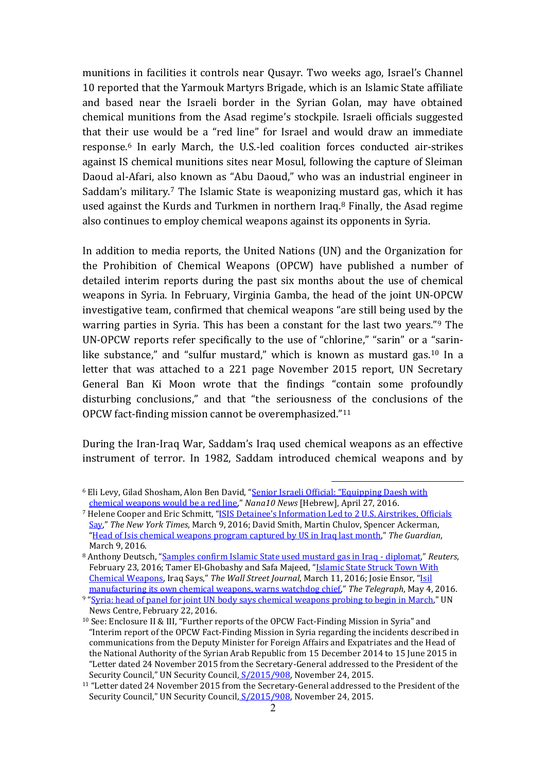munitions in facilities it controls near Qusayr. Two weeks ago, Israel's Channel 10 reported that the Yarmouk Martyrs Brigade, which is an Islamic State affiliate and based near the Israeli border in the Syrian Golan, may have obtained chemical munitions from the Asad regime's stockpile. Israeli officials suggested that their use would be a "red line" for Israel and would draw an immediate response.[6] In early March, the U.S.-led coalition forces conducted air-strikes against IS chemical munitions sites near Mosul, following the capture of Sleiman Daoud al-Afari, also known as "Abu Daoud," who was an industrial engineer in Saddam's military.[7] The Islamic State is weaponizing mustard gas, which it has used against the Kurds and Turkmen in northern Iraq.[8] Finally, the Asad regime also continues to employ chemical weapons against its opponents in Syria.

In addition to media reports, the United Nations (UN) and the Organization for the Prohibition of Chemical Weapons (OPCW) have published a number of detailed interim reports during the past six months about the use of chemical weapons in Syria. In February, Virginia Gamba, the head of the joint UN-OPCW investigative team, confirmed that chemical weapons "are still being used by the warring parties in Syria. This has been a constant for the last two years."[9] The UN-OPCW reports refer specifically to the use of "chlorine," "sarin" or a "sarin-like substance," and "sulfur mustard," which is known as mustard gas.[10] In a letter that was attached to a 221 page November 2015 report, UN Secretary General Ban Ki Moon wrote that the findings "contain some profoundly disturbing conclusions," and that "the seriousness of the conclusions of the OPCW fact-finding mission cannot be overemphasized."[11]

During the Iran-Iraq War, Saddam's Iraq used chemical weapons as an effective instrument of terror. In 1982, Saddam introduced chemical weapons and by

---

[6] Eli Levy, Gilad Shosham, Alon Ben David, "Senior Israeli Official: "Equipping Daesh with chemical weapons would be a red line," *Nana10 News* [Hebrew], April 27, 2016.

[7] Helene Cooper and Eric Schmitt, "ISIS Detainee's Information Led to 2 U.S. Airstrikes, Officials Say," *The New York Times*, March 9, 2016; David Smith, Martin Chulov, Spencer Ackerman, "Head of Isis chemical weapons program captured by US in Iraq last month," *The Guardian*, March 9, 2016.

[8] Anthony Deutsch, "Samples confirm Islamic State used mustard gas in Iraq - diplomat," *Reuters*, February 23, 2016; Tamer El-Ghobashy and Safa Majeed, "Islamic State Struck Town With Chemical Weapons, Iraq Says," *The Wall Street Journal*, March 11, 2016; Josie Ensor, "Isil manufacturing its own chemical weapons, warns watchdog chief," *The Telegraph*, May 4, 2016.

[9] "Syria: head of panel for joint UN body says chemical weapons probing to begin in March," UN News Centre, February 22, 2016.

[10] See: Enclosure II & III, "Further reports of the OPCW Fact-Finding Mission in Syria" and "Interim report of the OPCW Fact-Finding Mission in Syria regarding the incidents described in communications from the Deputy Minister for Foreign Affairs and Expatriates and the Head of the National Authority of the Syrian Arab Republic from 15 December 2014 to 15 June 2015 in "Letter dated 24 November 2015 from the Secretary-General addressed to the President of the Security Council," UN Security Council, S/2015/908, November 24, 2015.

[11] "Letter dated 24 November 2015 from the Secretary-General addressed to the President of the Security Council," UN Security Council, S/2015/908, November 24, 2015.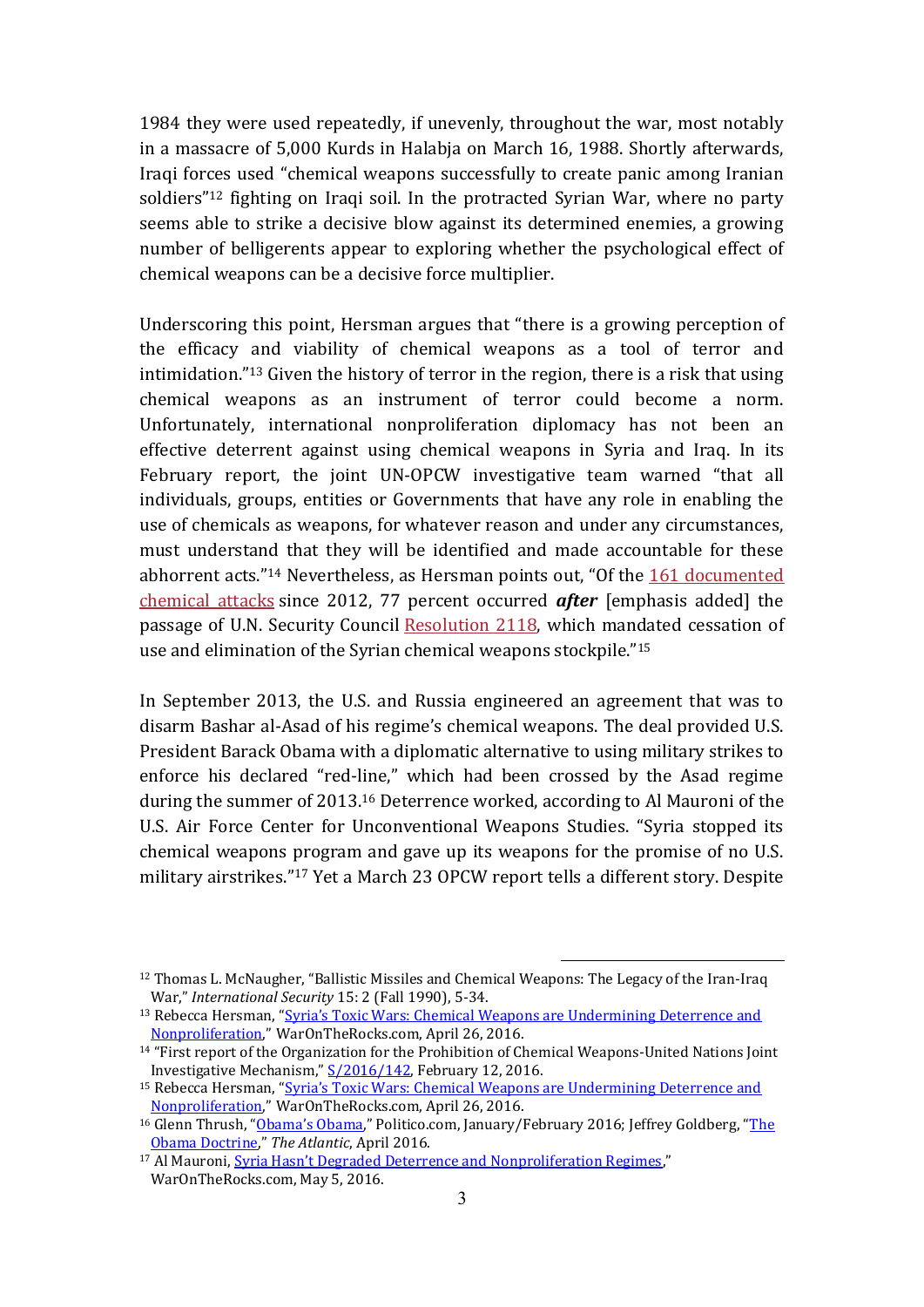1984 they were used repeatedly, if unevenly, throughout the war, most notably in a massacre of 5,000 Kurds in Halabja on March 16, 1988. Shortly afterwards, Iraqi forces used "chemical weapons successfully to create panic among Iranian soldiers"[12] fighting on Iraqi soil. In the protracted Syrian War, where no party seems able to strike a decisive blow against its determined enemies, a growing number of belligerents appear to exploring whether the psychological effect of chemical weapons can be a decisive force multiplier.

Underscoring this point, Hersman argues that "there is a growing perception of the efficacy and viability of chemical weapons as a tool of terror and intimidation."[13] Given the history of terror in the region, there is a risk that using chemical weapons as an instrument of terror could become a norm. Unfortunately, international nonproliferation diplomacy has not been an effective deterrent against using chemical weapons in Syria and Iraq. In its February report, the joint UN-OPCW investigative team warned "that all individuals, groups, entities or Governments that have any role in enabling the use of chemicals as weapons, for whatever reason and under any circumstances, must understand that they will be identified and made accountable for these abhorrent acts."[14] Nevertheless, as Hersman points out, "Of the 161 documented chemical attacks since 2012, 77 percent occurred ***after*** [emphasis added] the passage of U.N. Security Council Resolution 2118, which mandated cessation of use and elimination of the Syrian chemical weapons stockpile."[15]

In September 2013, the U.S. and Russia engineered an agreement that was to disarm Bashar al-Asad of his regime's chemical weapons. The deal provided U.S. President Barack Obama with a diplomatic alternative to using military strikes to enforce his declared "red-line," which had been crossed by the Asad regime during the summer of 2013.[16] Deterrence worked, according to Al Mauroni of the U.S. Air Force Center for Unconventional Weapons Studies. "Syria stopped its chemical weapons program and gave up its weapons for the promise of no U.S. military airstrikes."[17] Yet a March 23 OPCW report tells a different story. Despite

---

[12] Thomas L. McNaugher, "Ballistic Missiles and Chemical Weapons: The Legacy of the Iran-Iraq War," *International Security* 15: 2 (Fall 1990), 5-34.

[13] Rebecca Hersman, "Syria's Toxic Wars: Chemical Weapons are Undermining Deterrence and Nonproliferation," WarOnTheRocks.com, April 26, 2016.

[14] "First report of the Organization for the Prohibition of Chemical Weapons-United Nations Joint Investigative Mechanism," S/2016/142, February 12, 2016.

[15] Rebecca Hersman, "Syria's Toxic Wars: Chemical Weapons are Undermining Deterrence and Nonproliferation," WarOnTheRocks.com, April 26, 2016.

[16] Glenn Thrush, "Obama's Obama," Politico.com, January/February 2016; Jeffrey Goldberg, "The Obama Doctrine," *The Atlantic*, April 2016.

[17] Al Mauroni, Syria Hasn't Degraded Deterrence and Nonproliferation Regimes," WarOnTheRocks.com, May 5, 2016.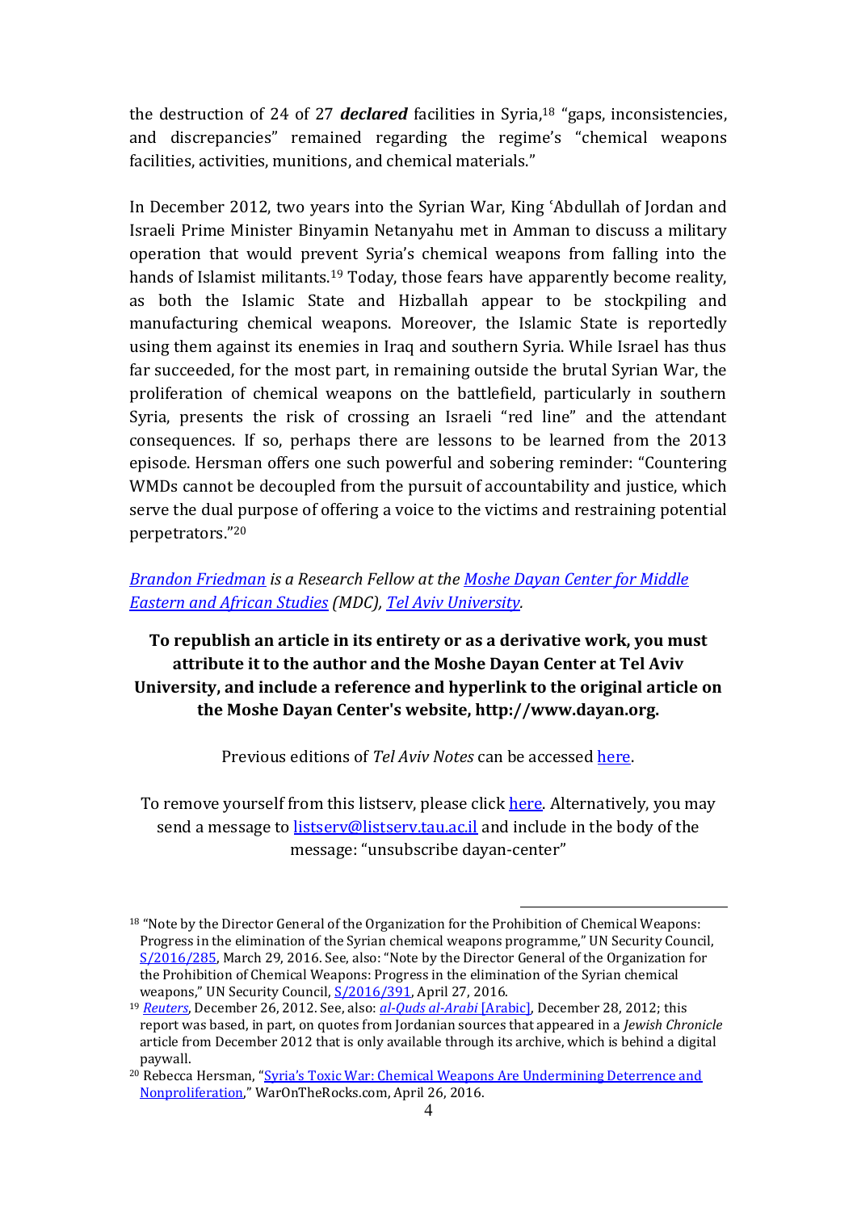the destruction of 24 of 27 ***declared*** facilities in Syria,[18] "gaps, inconsistencies, and discrepancies" remained regarding the regime's "chemical weapons facilities, activities, munitions, and chemical materials."

In December 2012, two years into the Syrian War, King ʿAbdullah of Jordan and Israeli Prime Minister Binyamin Netanyahu met in Amman to discuss a military operation that would prevent Syria's chemical weapons from falling into the hands of Islamist militants.[19] Today, those fears have apparently become reality, as both the Islamic State and Hizballah appear to be stockpiling and manufacturing chemical weapons. Moreover, the Islamic State is reportedly using them against its enemies in Iraq and southern Syria. While Israel has thus far succeeded, for the most part, in remaining outside the brutal Syrian War, the proliferation of chemical weapons on the battlefield, particularly in southern Syria, presents the risk of crossing an Israeli "red line" and the attendant consequences. If so, perhaps there are lessons to be learned from the 2013 episode. Hersman offers one such powerful and sobering reminder: "Countering WMDs cannot be decoupled from the pursuit of accountability and justice, which serve the dual purpose of offering a voice to the victims and restraining potential perpetrators."[20]

*Brandon Friedman is a Research Fellow at the Moshe Dayan Center for Middle Eastern and African Studies (MDC), Tel Aviv University.*

**To republish an article in its entirety or as a derivative work, you must attribute it to the author and the Moshe Dayan Center at Tel Aviv University, and include a reference and hyperlink to the original article on the Moshe Dayan Center's website, http://www.dayan.org.**

Previous editions of *Tel Aviv Notes* can be accessed here.

To remove yourself from this listserv, please click here. Alternatively, you may send a message to listserv@listserv.tau.ac.il and include in the body of the message: "unsubscribe dayan-center"

---

[18] "Note by the Director General of the Organization for the Prohibition of Chemical Weapons: Progress in the elimination of the Syrian chemical weapons programme," UN Security Council, S/2016/285, March 29, 2016. See, also: "Note by the Director General of the Organization for the Prohibition of Chemical Weapons: Progress in the elimination of the Syrian chemical weapons," UN Security Council, S/2016/391, April 27, 2016.

[19] *Reuters*, December 26, 2012. See, also: *al-Quds al-Arabi* [Arabic], December 28, 2012; this report was based, in part, on quotes from Jordanian sources that appeared in a *Jewish Chronicle* article from December 2012 that is only available through its archive, which is behind a digital paywall.

[20] Rebecca Hersman, "Syria's Toxic War: Chemical Weapons Are Undermining Deterrence and Nonproliferation," WarOnTheRocks.com, April 26, 2016.